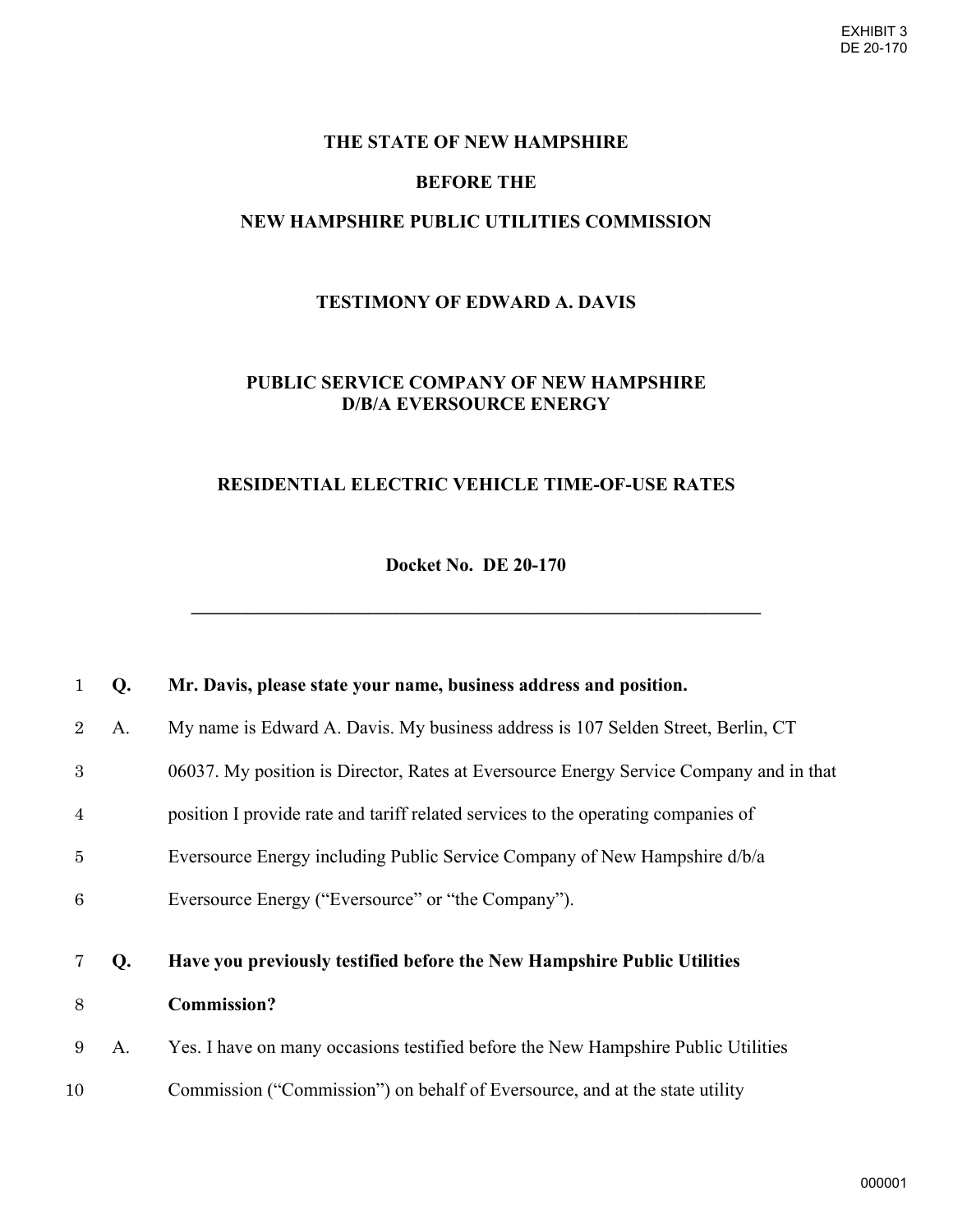EXHIBIT 3
DE 20-170

# THE STATE OF NEW HAMPSHIRE

## BEFORE THE

## NEW HAMPSHIRE PUBLIC UTILITIES COMMISSION

## TESTIMONY OF EDWARD A. DAVIS

## PUBLIC SERVICE COMPANY OF NEW HAMPSHIRE D/B/A EVERSOURCE ENERGY

## RESIDENTIAL ELECTRIC VEHICLE TIME-OF-USE RATES

**Docket No. DE 20-170**

---

**Q. Mr. Davis, please state your name, business address and position.**

A. My name is Edward A. Davis. My business address is 107 Selden Street, Berlin, CT 06037. My position is Director, Rates at Eversource Energy Service Company and in that position I provide rate and tariff related services to the operating companies of Eversource Energy including Public Service Company of New Hampshire d/b/a Eversource Energy ("Eversource" or "the Company").

**Q. Have you previously testified before the New Hampshire Public Utilities Commission?**

A. Yes. I have on many occasions testified before the New Hampshire Public Utilities Commission ("Commission") on behalf of Eversource, and at the state utility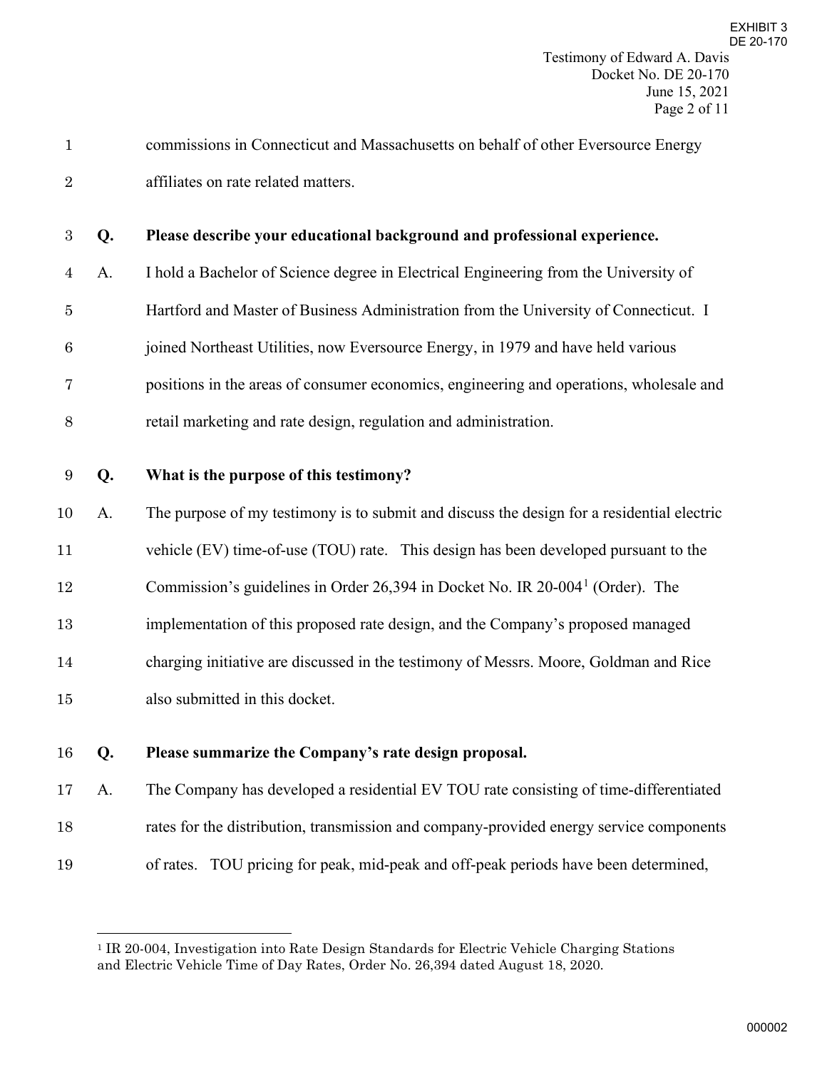commissions in Connecticut and Massachusetts on behalf of other Eversource Energy affiliates on rate related matters.

**Q. Please describe your educational background and professional experience.**

A. I hold a Bachelor of Science degree in Electrical Engineering from the University of Hartford and Master of Business Administration from the University of Connecticut. I joined Northeast Utilities, now Eversource Energy, in 1979 and have held various positions in the areas of consumer economics, engineering and operations, wholesale and retail marketing and rate design, regulation and administration.

**Q. What is the purpose of this testimony?**

A. The purpose of my testimony is to submit and discuss the design for a residential electric vehicle (EV) time-of-use (TOU) rate. This design has been developed pursuant to the Commission's guidelines in Order 26,394 in Docket No. IR 20-004[1] (Order). The implementation of this proposed rate design, and the Company's proposed managed charging initiative are discussed in the testimony of Messrs. Moore, Goldman and Rice also submitted in this docket.

**Q. Please summarize the Company's rate design proposal.**

A. The Company has developed a residential EV TOU rate consisting of time-differentiated rates for the distribution, transmission and company-provided energy service components of rates. TOU pricing for peak, mid-peak and off-peak periods have been determined,

---

[1] IR 20-004, Investigation into Rate Design Standards for Electric Vehicle Charging Stations and Electric Vehicle Time of Day Rates, Order No. 26,394 dated August 18, 2020.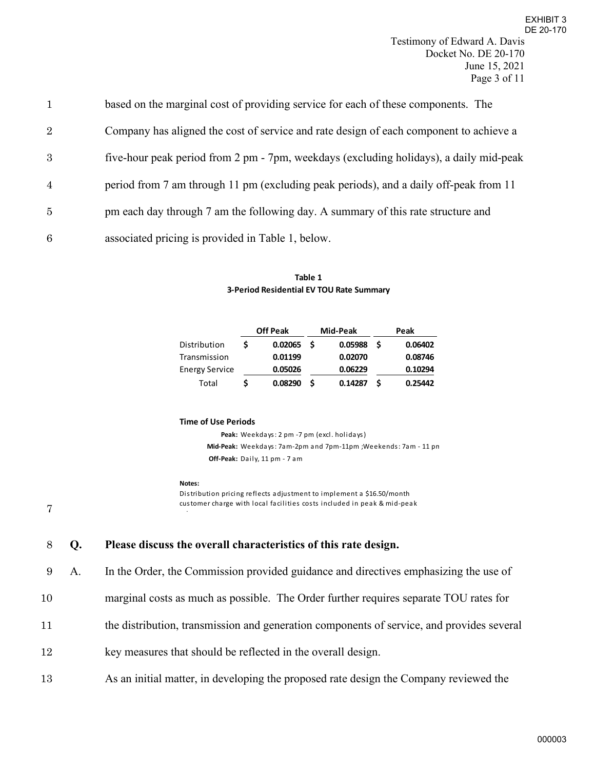based on the marginal cost of providing service for each of these components. The Company has aligned the cost of service and rate design of each component to achieve a five-hour peak period from 2 pm - 7pm, weekdays (excluding holidays), a daily mid-peak period from 7 am through 11 pm (excluding peak periods), and a daily off-peak from 11 pm each day through 7 am the following day. A summary of this rate structure and associated pricing is provided in Table 1, below.

**Table 1**
**3-Period Residential EV TOU Rate Summary**

| | Off Peak | Mid-Peak | Peak |
|---|---|---|---|
| Distribution | $ 0.02065 | $ 0.05988 | $ 0.06402 |
| Transmission | 0.01199 | 0.02070 | 0.08746 |
| Energy Service | 0.05026 | 0.06229 | 0.10294 |
| Total | $ 0.08290 | $ 0.14287 | $ 0.25442 |

**Time of Use Periods**

**Peak:** Weekdays: 2 pm -7 pm (excl. holidays)
**Mid-Peak:** Weekdays: 7am-2pm and 7pm-11pm ;Weekends: 7am - 11 pm
**Off-Peak:** Daily, 11 pm - 7 am

**Notes:**
Distribution pricing reflects adjustment to implement a $16.50/month customer charge with local facilities costs included in peak & mid-peak

**Q. Please discuss the overall characteristics of this rate design.**

A. In the Order, the Commission provided guidance and directives emphasizing the use of marginal costs as much as possible. The Order further requires separate TOU rates for the distribution, transmission and generation components of service, and provides several key measures that should be reflected in the overall design.

As an initial matter, in developing the proposed rate design the Company reviewed the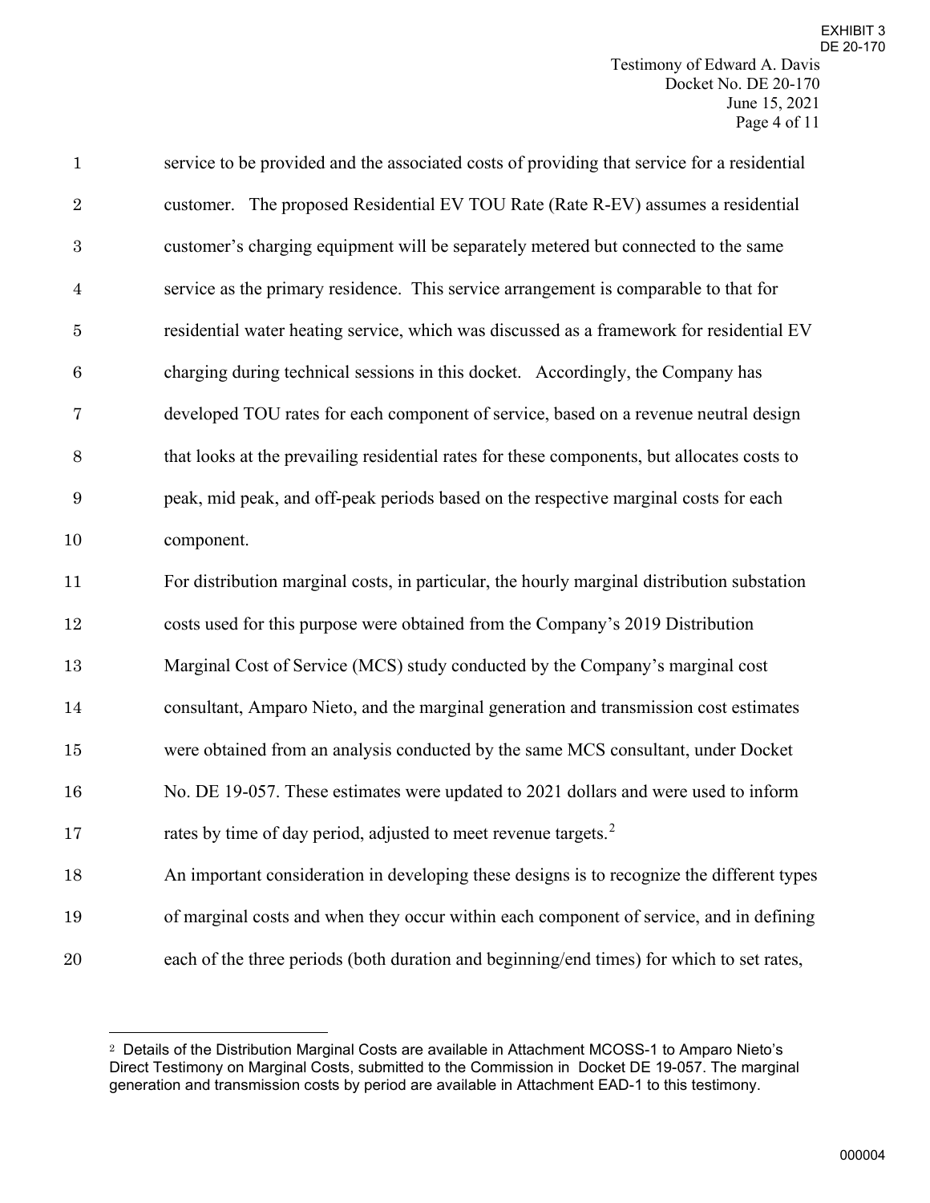service to be provided and the associated costs of providing that service for a residential customer. The proposed Residential EV TOU Rate (Rate R-EV) assumes a residential customer's charging equipment will be separately metered but connected to the same service as the primary residence. This service arrangement is comparable to that for residential water heating service, which was discussed as a framework for residential EV charging during technical sessions in this docket. Accordingly, the Company has developed TOU rates for each component of service, based on a revenue neutral design that looks at the prevailing residential rates for these components, but allocates costs to peak, mid peak, and off-peak periods based on the respective marginal costs for each component.

For distribution marginal costs, in particular, the hourly marginal distribution substation costs used for this purpose were obtained from the Company's 2019 Distribution Marginal Cost of Service (MCS) study conducted by the Company's marginal cost consultant, Amparo Nieto, and the marginal generation and transmission cost estimates were obtained from an analysis conducted by the same MCS consultant, under Docket No. DE 19-057. These estimates were updated to 2021 dollars and were used to inform rates by time of day period, adjusted to meet revenue targets.[2]

An important consideration in developing these designs is to recognize the different types of marginal costs and when they occur within each component of service, and in defining each of the three periods (both duration and beginning/end times) for which to set rates,

---

[2] Details of the Distribution Marginal Costs are available in Attachment MCOSS-1 to Amparo Nieto's Direct Testimony on Marginal Costs, submitted to the Commission in Docket DE 19-057. The marginal generation and transmission costs by period are available in Attachment EAD-1 to this testimony.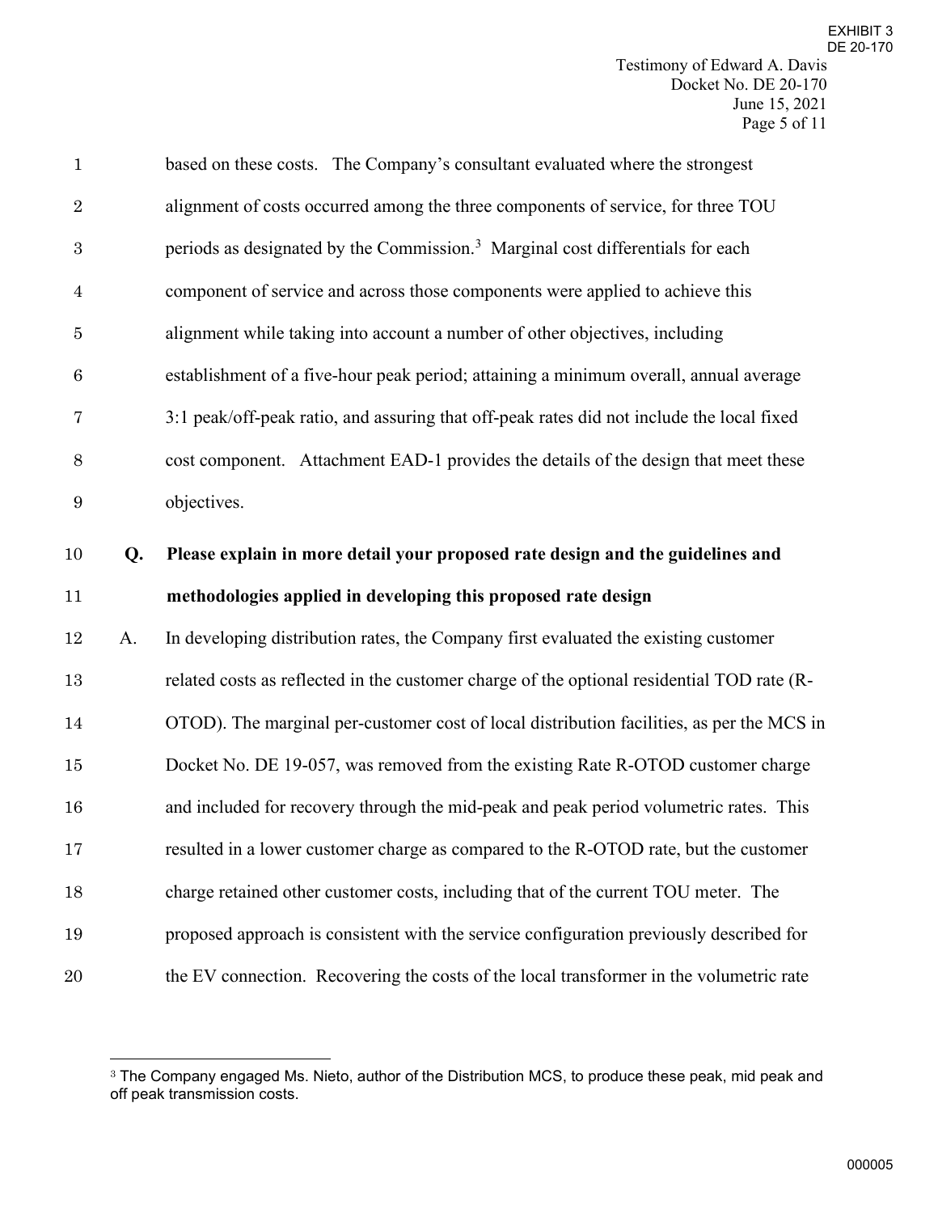based on these costs. The Company's consultant evaluated where the strongest alignment of costs occurred among the three components of service, for three TOU periods as designated by the Commission.[3] Marginal cost differentials for each component of service and across those components were applied to achieve this alignment while taking into account a number of other objectives, including establishment of a five-hour peak period; attaining a minimum overall, annual average 3:1 peak/off-peak ratio, and assuring that off-peak rates did not include the local fixed cost component. Attachment EAD-1 provides the details of the design that meet these objectives.

**Q. Please explain in more detail your proposed rate design and the guidelines and methodologies applied in developing this proposed rate design**

A. In developing distribution rates, the Company first evaluated the existing customer related costs as reflected in the customer charge of the optional residential TOD rate (R-OTOD). The marginal per-customer cost of local distribution facilities, as per the MCS in Docket No. DE 19-057, was removed from the existing Rate R-OTOD customer charge and included for recovery through the mid-peak and peak period volumetric rates. This resulted in a lower customer charge as compared to the R-OTOD rate, but the customer charge retained other customer costs, including that of the current TOU meter. The proposed approach is consistent with the service configuration previously described for the EV connection. Recovering the costs of the local transformer in the volumetric rate

---

[3] The Company engaged Ms. Nieto, author of the Distribution MCS, to produce these peak, mid peak and off peak transmission costs.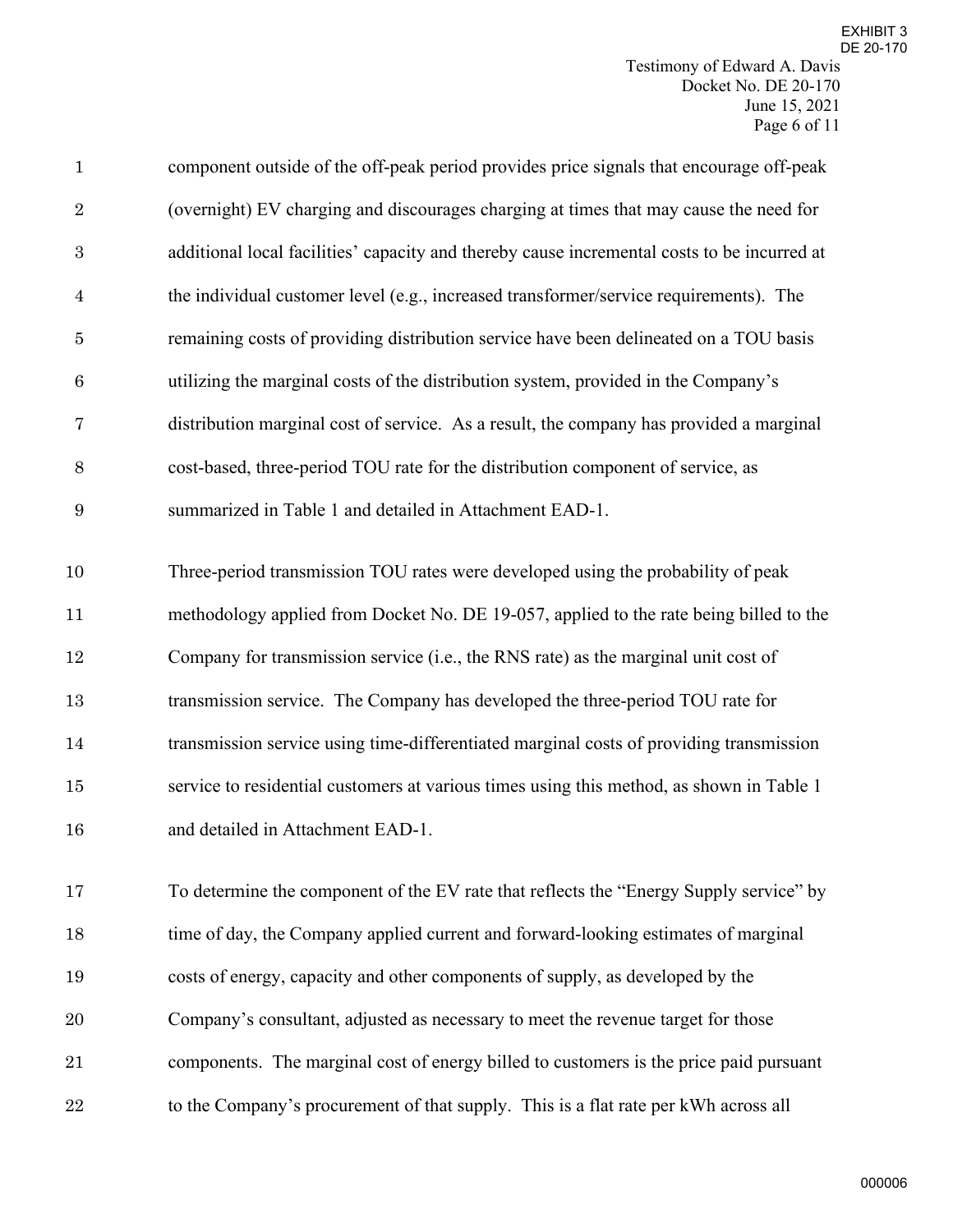component outside of the off-peak period provides price signals that encourage off-peak (overnight) EV charging and discourages charging at times that may cause the need for additional local facilities' capacity and thereby cause incremental costs to be incurred at the individual customer level (e.g., increased transformer/service requirements). The remaining costs of providing distribution service have been delineated on a TOU basis utilizing the marginal costs of the distribution system, provided in the Company's distribution marginal cost of service. As a result, the company has provided a marginal cost-based, three-period TOU rate for the distribution component of service, as summarized in Table 1 and detailed in Attachment EAD-1.

Three-period transmission TOU rates were developed using the probability of peak methodology applied from Docket No. DE 19-057, applied to the rate being billed to the Company for transmission service (i.e., the RNS rate) as the marginal unit cost of transmission service. The Company has developed the three-period TOU rate for transmission service using time-differentiated marginal costs of providing transmission service to residential customers at various times using this method, as shown in Table 1 and detailed in Attachment EAD-1.

To determine the component of the EV rate that reflects the "Energy Supply service" by time of day, the Company applied current and forward-looking estimates of marginal costs of energy, capacity and other components of supply, as developed by the Company's consultant, adjusted as necessary to meet the revenue target for those components. The marginal cost of energy billed to customers is the price paid pursuant to the Company's procurement of that supply. This is a flat rate per kWh across all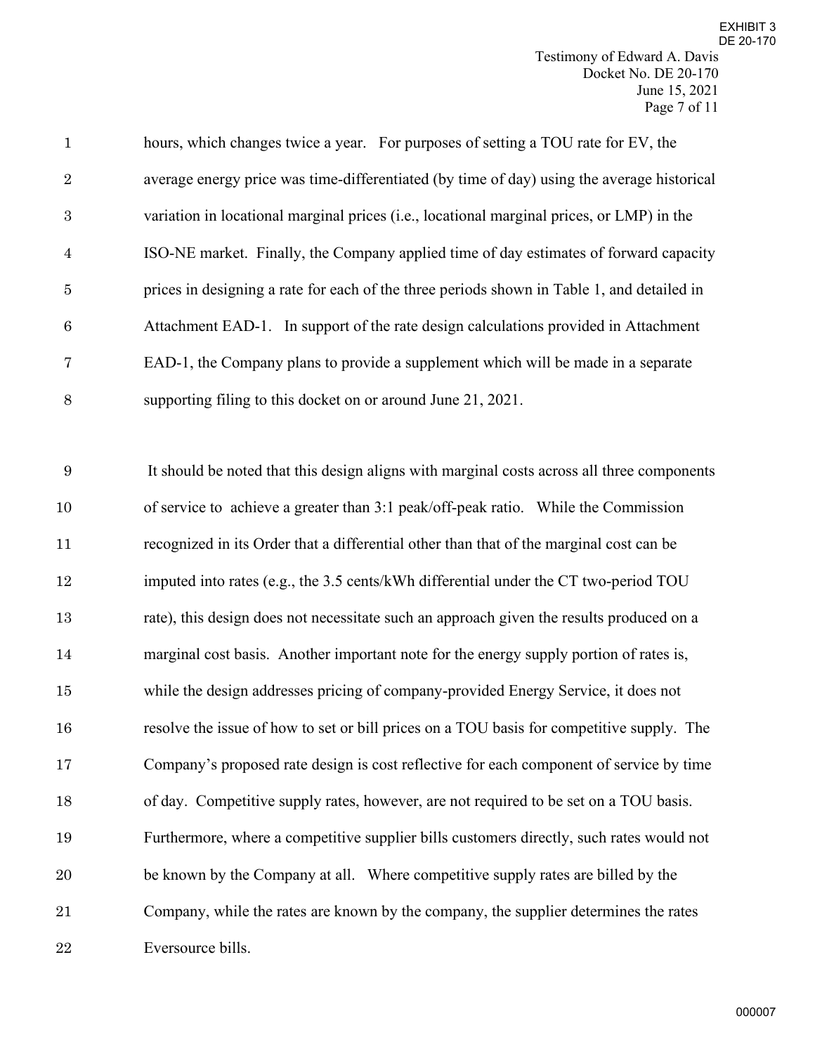hours, which changes twice a year. For purposes of setting a TOU rate for EV, the average energy price was time-differentiated (by time of day) using the average historical variation in locational marginal prices (i.e., locational marginal prices, or LMP) in the ISO-NE market. Finally, the Company applied time of day estimates of forward capacity prices in designing a rate for each of the three periods shown in Table 1, and detailed in Attachment EAD-1. In support of the rate design calculations provided in Attachment EAD-1, the Company plans to provide a supplement which will be made in a separate supporting filing to this docket on or around June 21, 2021.

It should be noted that this design aligns with marginal costs across all three components of service to achieve a greater than 3:1 peak/off-peak ratio. While the Commission recognized in its Order that a differential other than that of the marginal cost can be imputed into rates (e.g., the 3.5 cents/kWh differential under the CT two-period TOU rate), this design does not necessitate such an approach given the results produced on a marginal cost basis. Another important note for the energy supply portion of rates is, while the design addresses pricing of company-provided Energy Service, it does not resolve the issue of how to set or bill prices on a TOU basis for competitive supply. The Company's proposed rate design is cost reflective for each component of service by time of day. Competitive supply rates, however, are not required to be set on a TOU basis. Furthermore, where a competitive supplier bills customers directly, such rates would not be known by the Company at all. Where competitive supply rates are billed by the Company, while the rates are known by the company, the supplier determines the rates Eversource bills.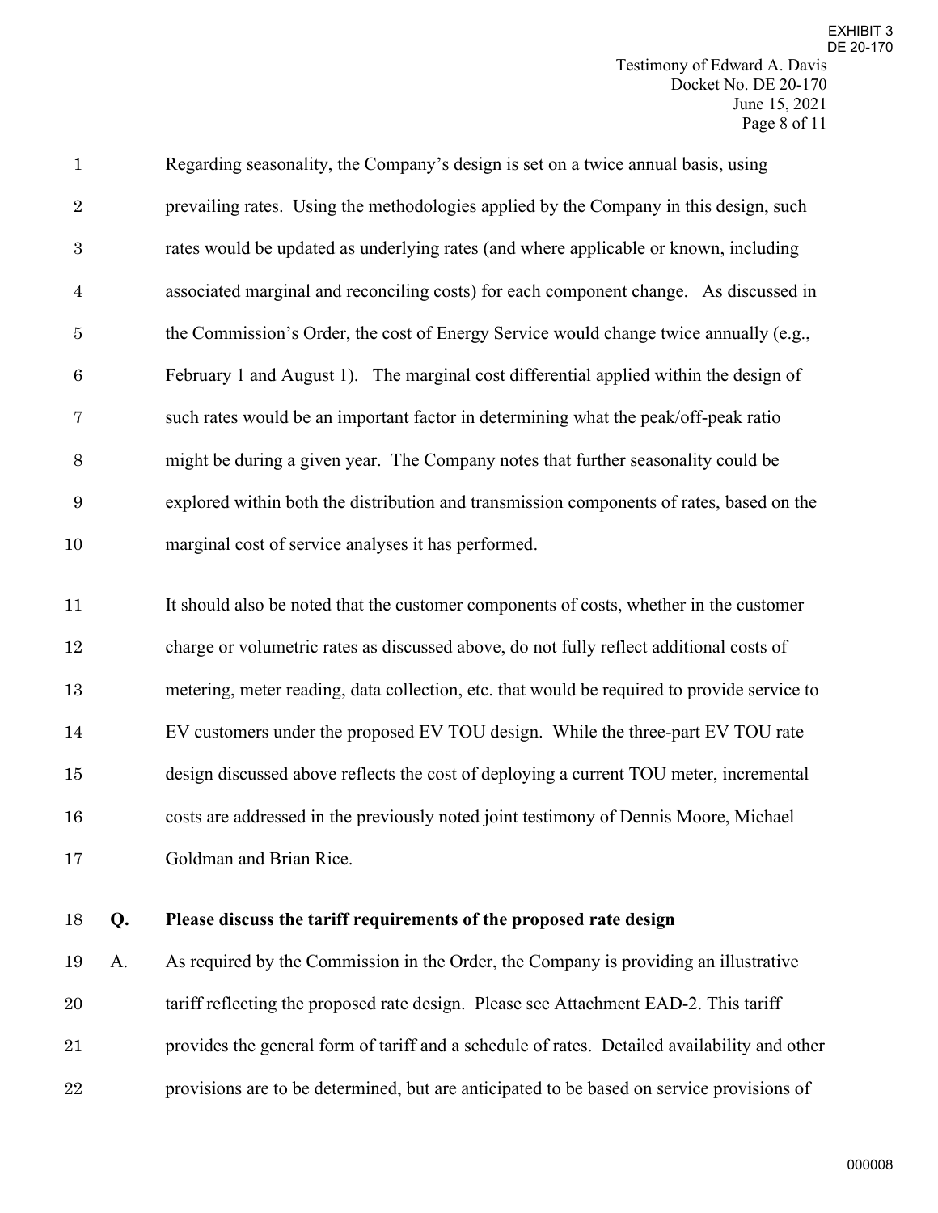Regarding seasonality, the Company's design is set on a twice annual basis, using prevailing rates. Using the methodologies applied by the Company in this design, such rates would be updated as underlying rates (and where applicable or known, including associated marginal and reconciling costs) for each component change. As discussed in the Commission's Order, the cost of Energy Service would change twice annually (e.g., February 1 and August 1). The marginal cost differential applied within the design of such rates would be an important factor in determining what the peak/off-peak ratio might be during a given year. The Company notes that further seasonality could be explored within both the distribution and transmission components of rates, based on the marginal cost of service analyses it has performed.

It should also be noted that the customer components of costs, whether in the customer charge or volumetric rates as discussed above, do not fully reflect additional costs of metering, meter reading, data collection, etc. that would be required to provide service to EV customers under the proposed EV TOU design. While the three-part EV TOU rate design discussed above reflects the cost of deploying a current TOU meter, incremental costs are addressed in the previously noted joint testimony of Dennis Moore, Michael Goldman and Brian Rice.

**Q. Please discuss the tariff requirements of the proposed rate design**

A. As required by the Commission in the Order, the Company is providing an illustrative tariff reflecting the proposed rate design. Please see Attachment EAD-2. This tariff provides the general form of tariff and a schedule of rates. Detailed availability and other provisions are to be determined, but are anticipated to be based on service provisions of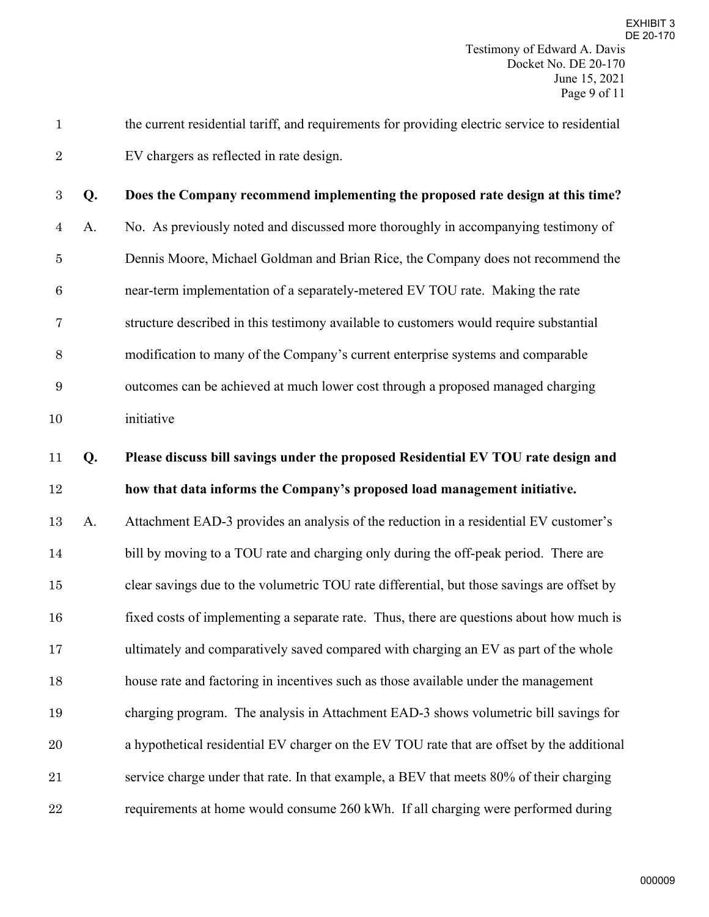the current residential tariff, and requirements for providing electric service to residential EV chargers as reflected in rate design.

**Q. Does the Company recommend implementing the proposed rate design at this time?**

A. No. As previously noted and discussed more thoroughly in accompanying testimony of Dennis Moore, Michael Goldman and Brian Rice, the Company does not recommend the near-term implementation of a separately-metered EV TOU rate. Making the rate structure described in this testimony available to customers would require substantial modification to many of the Company's current enterprise systems and comparable outcomes can be achieved at much lower cost through a proposed managed charging initiative

**Q. Please discuss bill savings under the proposed Residential EV TOU rate design and how that data informs the Company's proposed load management initiative.**

A. Attachment EAD-3 provides an analysis of the reduction in a residential EV customer's bill by moving to a TOU rate and charging only during the off-peak period. There are clear savings due to the volumetric TOU rate differential, but those savings are offset by fixed costs of implementing a separate rate. Thus, there are questions about how much is ultimately and comparatively saved compared with charging an EV as part of the whole house rate and factoring in incentives such as those available under the management charging program. The analysis in Attachment EAD-3 shows volumetric bill savings for a hypothetical residential EV charger on the EV TOU rate that are offset by the additional service charge under that rate. In that example, a BEV that meets 80% of their charging requirements at home would consume 260 kWh. If all charging were performed during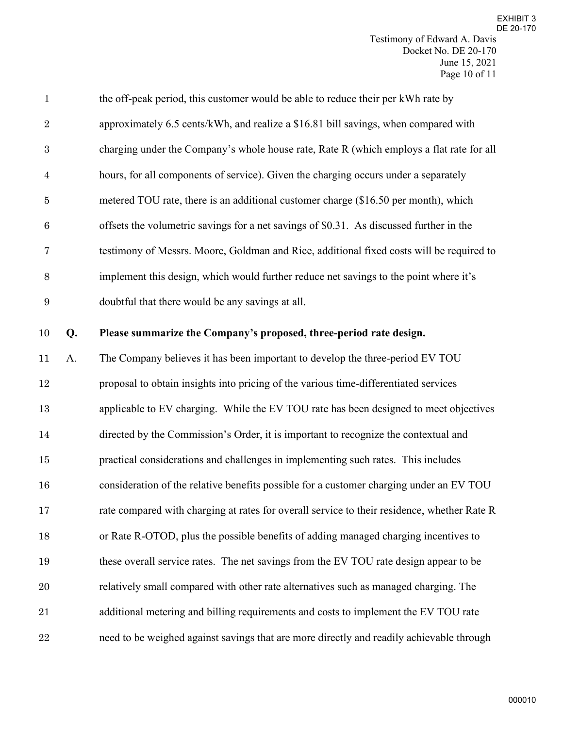the off-peak period, this customer would be able to reduce their per kWh rate by approximately 6.5 cents/kWh, and realize a $16.81 bill savings, when compared with charging under the Company's whole house rate, Rate R (which employs a flat rate for all hours, for all components of service). Given the charging occurs under a separately metered TOU rate, there is an additional customer charge ($16.50 per month), which offsets the volumetric savings for a net savings of $0.31. As discussed further in the testimony of Messrs. Moore, Goldman and Rice, additional fixed costs will be required to implement this design, which would further reduce net savings to the point where it's doubtful that there would be any savings at all.

**Q. Please summarize the Company's proposed, three-period rate design.**

A. The Company believes it has been important to develop the three-period EV TOU proposal to obtain insights into pricing of the various time-differentiated services applicable to EV charging. While the EV TOU rate has been designed to meet objectives directed by the Commission's Order, it is important to recognize the contextual and practical considerations and challenges in implementing such rates. This includes consideration of the relative benefits possible for a customer charging under an EV TOU rate compared with charging at rates for overall service to their residence, whether Rate R or Rate R-OTOD, plus the possible benefits of adding managed charging incentives to these overall service rates. The net savings from the EV TOU rate design appear to be relatively small compared with other rate alternatives such as managed charging. The additional metering and billing requirements and costs to implement the EV TOU rate need to be weighed against savings that are more directly and readily achievable through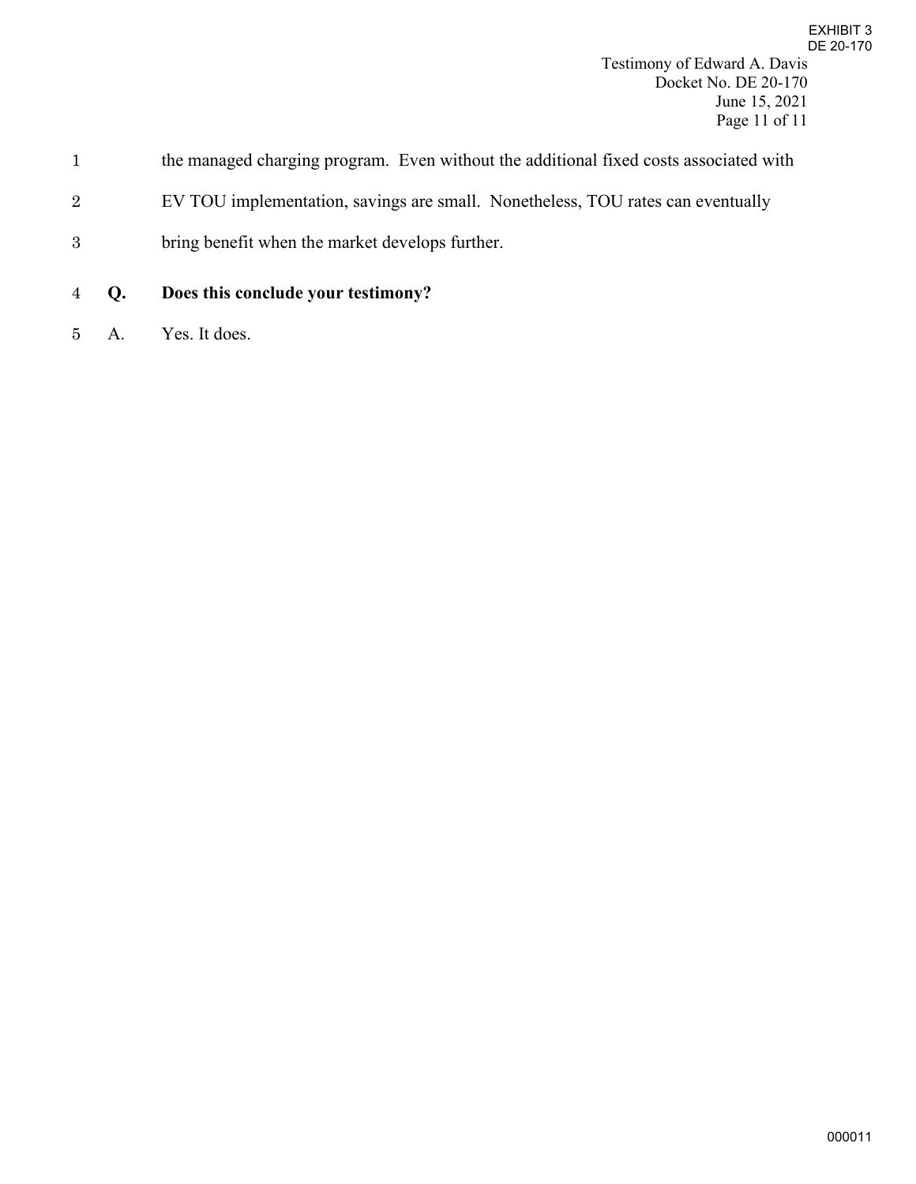the managed charging program. Even without the additional fixed costs associated with EV TOU implementation, savings are small. Nonetheless, TOU rates can eventually bring benefit when the market develops further.

**Q. Does this conclude your testimony?**

A. Yes. It does.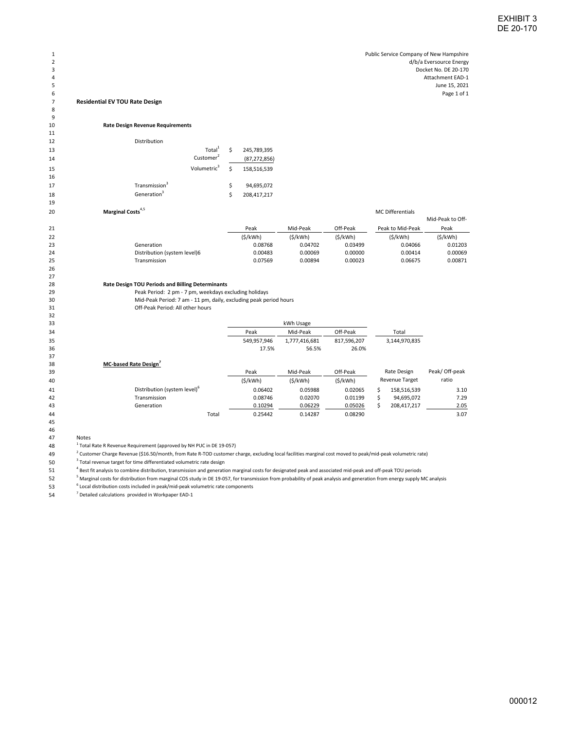EXHIBIT 3
DE 20-170

Public Service Company of New Hampshire
d/b/a Eversource Energy
Docket No. DE 20-170
Attachment EAD-1
June 15, 2021
Page 1 of 1

## Residential EV TOU Rate Design

### Rate Design Revenue Requirements

| | | |
|---|---|---|
| Distribution | | |
| | Total[1] | $ 245,789,395 |
| | Customer[2] | (87,272,856) |
| | Volumetric[3] | $ 158,516,539 |
| Transmission[3] | | $ 94,695,072 |
| Generation[3] | | $ 208,417,217 |

### Marginal Costs[4,5]

| | Peak | Mid-Peak | Off-Peak | MC Differentials Peak to Mid-Peak | Mid-Peak to Off-Peak |
|---|---|---|---|---|---|
| | ($/kWh) | ($/kWh) | ($/kWh) | ($/kWh) | ($/kWh) |
| Generation | 0.08768 | 0.04702 | 0.03499 | 0.04066 | 0.01203 |
| Distribution (system level)6 | 0.00483 | 0.00069 | 0.00000 | 0.00414 | 0.00069 |
| Transmission | 0.07569 | 0.00894 | 0.00023 | 0.06675 | 0.00871 |

### Rate Design TOU Periods and Billing Determinants

Peak Period: 2 pm - 7 pm, weekdays excluding holidays
Mid-Peak Period: 7 am - 11 pm, daily, excluding peak period hours
Off-Peak Period: All other hours

| | kWh Usage | | | |
|---|---|---|---|---|
| | Peak | Mid-Peak | Off-Peak | Total |
| | 549,957,946 | 1,777,416,681 | 817,596,207 | 3,144,970,835 |
| | 17.5% | 56.5% | 26.0% | |

### MC-based Rate Design[7]

| | Peak | Mid-Peak | Off-Peak | Rate Design Revenue Target | Peak/ Off-peak ratio |
|---|---|---|---|---|---|
| | ($/kWh) | ($/kWh) | ($/kWh) | | |
| Distribution (system level)[6] | 0.06402 | 0.05988 | 0.02065 | $ 158,516,539 | 3.10 |
| Transmission | 0.08746 | 0.02070 | 0.01199 | $ 94,695,072 | 7.29 |
| Generation | 0.10294 | 0.06229 | 0.05026 | $ 208,417,217 | 2.05 |
| Total | 0.25442 | 0.14287 | 0.08290 | | 3.07 |

Notes

[1] Total Rate R Revenue Requirement (approved by NH PUC in DE 19-057)

[2] Customer Charge Revenue ($16.50/month, from Rate R-TOD customer charge, excluding local facilities marginal cost moved to peak/mid-peak volumetric rate)

[3] Total revenue target for time differentiated volumetric rate design

[4] Best fit analysis to combine distribution, transmission and generation marginal costs for designated peak and associated mid-peak and off-peak TOU periods

[5] Marginal costs for distribution from marginal COS study in DE 19-057, for transmission from probability of peak analysis and generation from energy supply MC analysis

[6] Local distribution costs included in peak/mid-peak volumetric rate components

[7] Detailed calculations provided in Workpaper EAD-1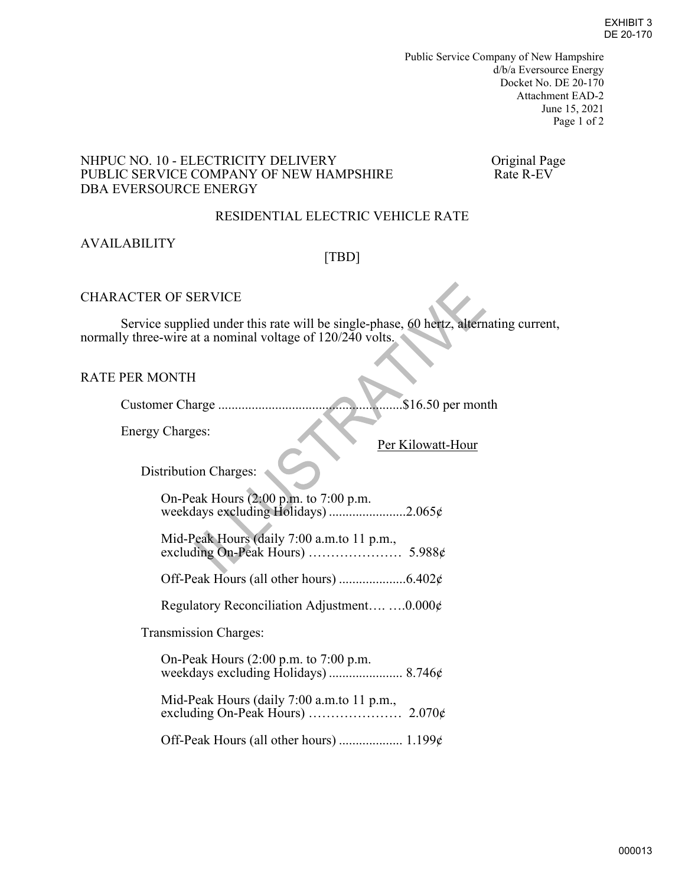EXHIBIT 3
DE 20-170

Public Service Company of New Hampshire
d/b/a Eversource Energy
Docket No. DE 20-170
Attachment EAD-2
June 15, 2021
Page 1 of 2

NHPUC NO. 10 - ELECTRICITY DELIVERY — Original Page
PUBLIC SERVICE COMPANY OF NEW HAMPSHIRE — Rate R-EV
DBA EVERSOURCE ENERGY

## RESIDENTIAL ELECTRIC VEHICLE RATE

### AVAILABILITY

[TBD]

### CHARACTER OF SERVICE

Service supplied under this rate will be single-phase, 60 hertz, alternating current, normally three-wire at a nominal voltage of 120/240 volts.

### RATE PER MONTH

Customer Charge .......................................................$16.50 per month

Energy Charges:

Per Kilowatt-Hour

Distribution Charges:

On-Peak Hours (2:00 p.m. to 7:00 p.m. weekdays excluding Holidays) .......................2.065¢

Mid-Peak Hours (daily 7:00 a.m.to 11 p.m., excluding On-Peak Hours) ………………… 5.988¢

Off-Peak Hours (all other hours) ....................6.402¢

Regulatory Reconciliation Adjustment…. ….0.000¢

Transmission Charges:

On-Peak Hours (2:00 p.m. to 7:00 p.m. weekdays excluding Holidays) ...................... 8.746¢

Mid-Peak Hours (daily 7:00 a.m.to 11 p.m., excluding On-Peak Hours) ………………… 2.070¢

Off-Peak Hours (all other hours) ................... 1.199¢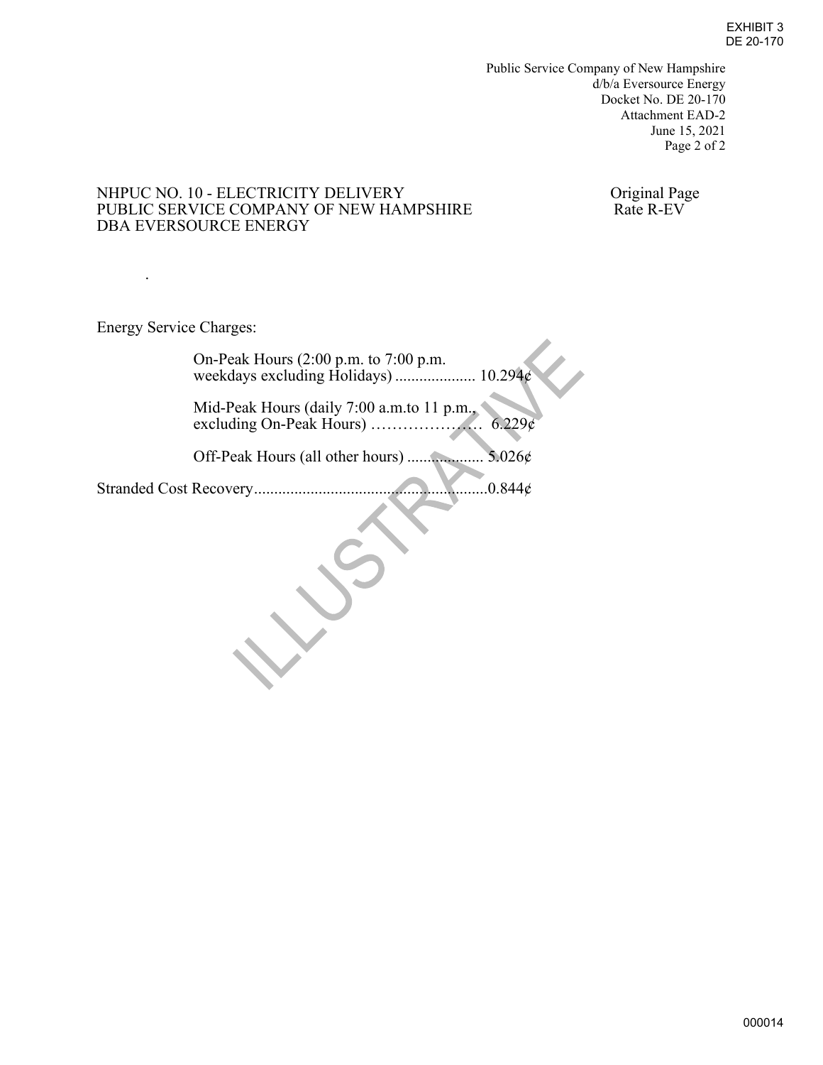EXHIBIT 3
DE 20-170

Public Service Company of New Hampshire
d/b/a Eversource Energy
Docket No. DE 20-170
Attachment EAD-2
June 15, 2021

NHPUC NO. 10 - ELECTRICITY DELIVERY
PUBLIC SERVICE COMPANY OF NEW HAMPSHIRE
DBA EVERSOURCE ENERGY

Original Page
Rate R-EV

.

Energy Service Charges:

On-Peak Hours (2:00 p.m. to 7:00 p.m. weekdays excluding Holidays) .................... 10.294¢

Mid-Peak Hours (daily 7:00 a.m.to 11 p.m., excluding On-Peak Hours) ………………… 6.229¢

Off-Peak Hours (all other hours) ................... 5.026¢

Stranded Cost Recovery..........................................................0.844¢

ILLUSTRATIVE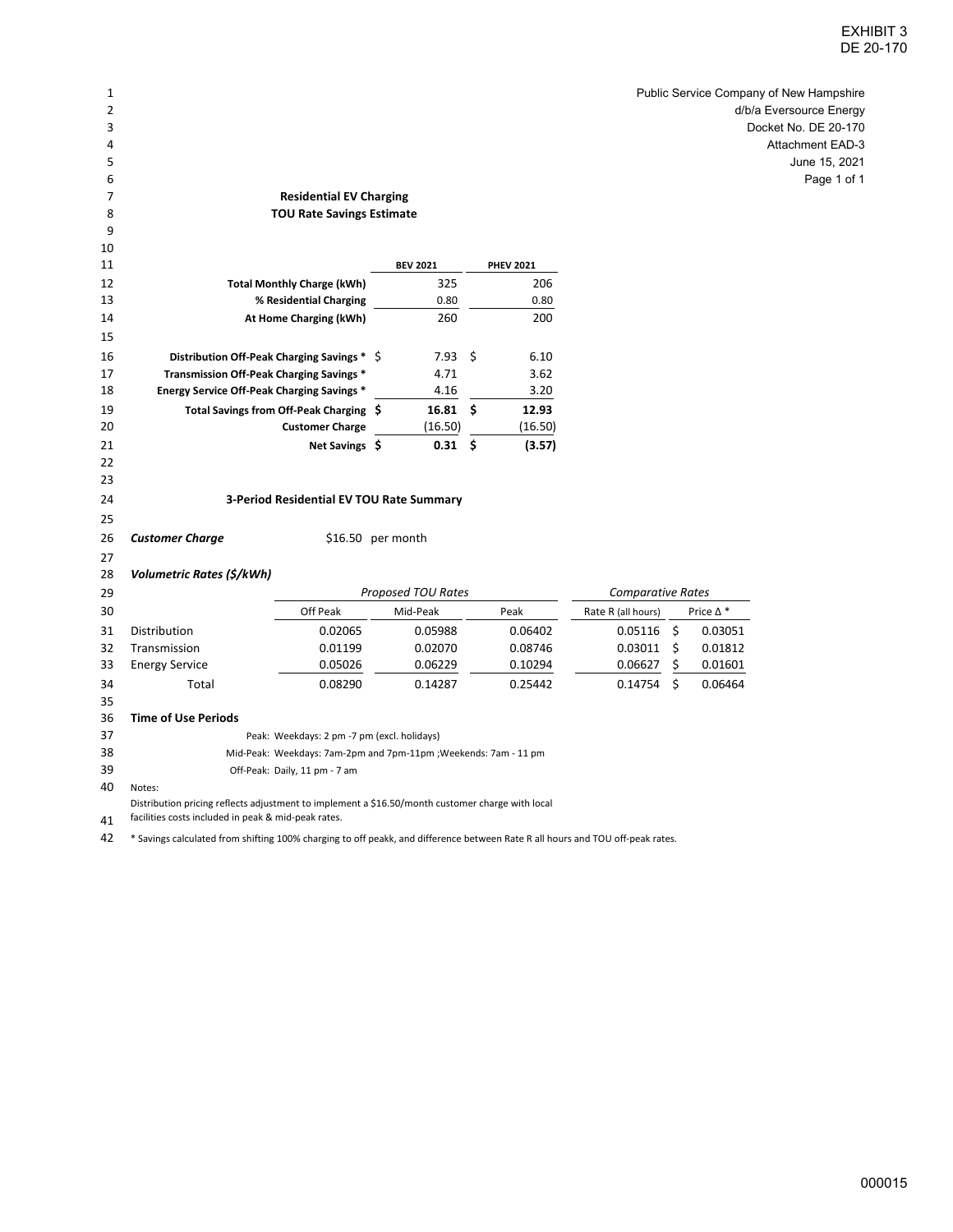EXHIBIT 3
DE 20-170

Public Service Company of New Hampshire
d/b/a Eversource Energy
Docket No. DE 20-170
Attachment EAD-3
June 15, 2021

## Residential EV Charging
## TOU Rate Savings Estimate

| | BEV 2021 | PHEV 2021 |
|---|---|---|
| **Total Monthly Charge (kWh)** | 325 | 206 |
| **% Residential Charging** | 0.80 | 0.80 |
| **At Home Charging (kWh)** | 260 | 200 |
| | | |
| **Distribution Off-Peak Charging Savings *** | $ 7.93 | $ 6.10 |
| **Transmission Off-Peak Charging Savings *** | 4.71 | 3.62 |
| **Energy Service Off-Peak Charging Savings *** | 4.16 | 3.20 |
| **Total Savings from Off-Peak Charging** | **$ 16.81** | **$ 12.93** |
| **Customer Charge** | (16.50) | (16.50) |
| **Net Savings** | **$ 0.31** | **$ (3.57)** |

## 3-Period Residential EV TOU Rate Summary

***Customer Charge*** $16.50 per month

***Volumetric Rates ($/kWh)***

| | Proposed TOU Rates | | | Comparative Rates | |
|---|---|---|---|---|---|
| | Off Peak | Mid-Peak | Peak | Rate R (all hours) | Price Δ * |
| Distribution | 0.02065 | 0.05988 | 0.06402 | 0.05116 | $ 0.03051 |
| Transmission | 0.01199 | 0.02070 | 0.08746 | 0.03011 | $ 0.01812 |
| Energy Service | 0.05026 | 0.06229 | 0.10294 | 0.06627 | $ 0.01601 |
| Total | 0.08290 | 0.14287 | 0.25442 | 0.14754 | $ 0.06464 |

**Time of Use Periods**

Peak: Weekdays: 2 pm -7 pm (excl. holidays)
Mid-Peak: Weekdays: 7am-2pm and 7pm-11pm ;Weekends: 7am - 11 pm
Off-Peak: Daily, 11 pm - 7 am

Notes:
Distribution pricing reflects adjustment to implement a $16.50/month customer charge with local facilities costs included in peak & mid-peak rates.

* Savings calculated from shifting 100% charging to off peakk, and difference between Rate R all hours and TOU off-peak rates.